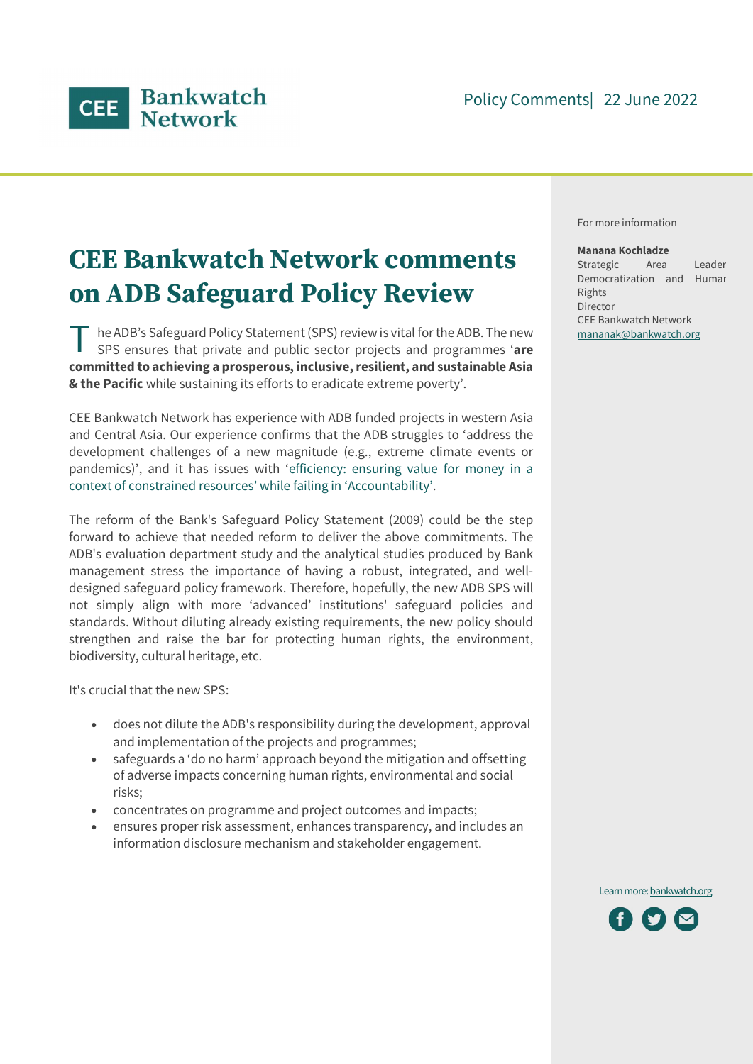CEE Bankwatch Network

Policy Comments| 22 June 2022

# CEE Bankwatch Network comments on ADB Safeguard Policy Review

The ADB's Safeguard Policy Statement (SPS) review is vital for the ADB. The new SPS ensures that private and public sector projects and programmes '**are committed to achieving a prosperous, inclusive, resilient, and sustainable Asia & the Pacific** while sustaining its efforts to eradicate extreme poverty'.

CEE Bankwatch Network has experience with ADB funded projects in western Asia and Central Asia. Our experience confirms that the ADB struggles to 'address the development challenges of a new magnitude (e.g., extreme climate events or pandemics)', and it has issues with 'efficiency: ensuring value for money in a context of constrained resources' while failing in 'Accountability'.

The reform of the Bank's Safeguard Policy Statement (2009) could be the step forward to achieve that needed reform to deliver the above commitments. The ADB's evaluation department study and the analytical studies produced by Bank management stress the importance of having a robust, integrated, and well-designed safeguard policy framework. Therefore, hopefully, the new ADB SPS will not simply align with more 'advanced' institutions' safeguard policies and standards. Without diluting already existing requirements, the new policy should strengthen and raise the bar for protecting human rights, the environment, biodiversity, cultural heritage, etc.

It's crucial that the new SPS:

- does not dilute the ADB's responsibility during the development, approval and implementation of the projects and programmes;
- safeguards a 'do no harm' approach beyond the mitigation and offsetting of adverse impacts concerning human rights, environmental and social risks;
- concentrates on programme and project outcomes and impacts;
- ensures proper risk assessment, enhances transparency, and includes an information disclosure mechanism and stakeholder engagement.

For more information

**Manana Kochladze**
Strategic Area Leader Democratization and Human Rights
Director
CEE Bankwatch Network
mananak@bankwatch.org

Learn more: bankwatch.org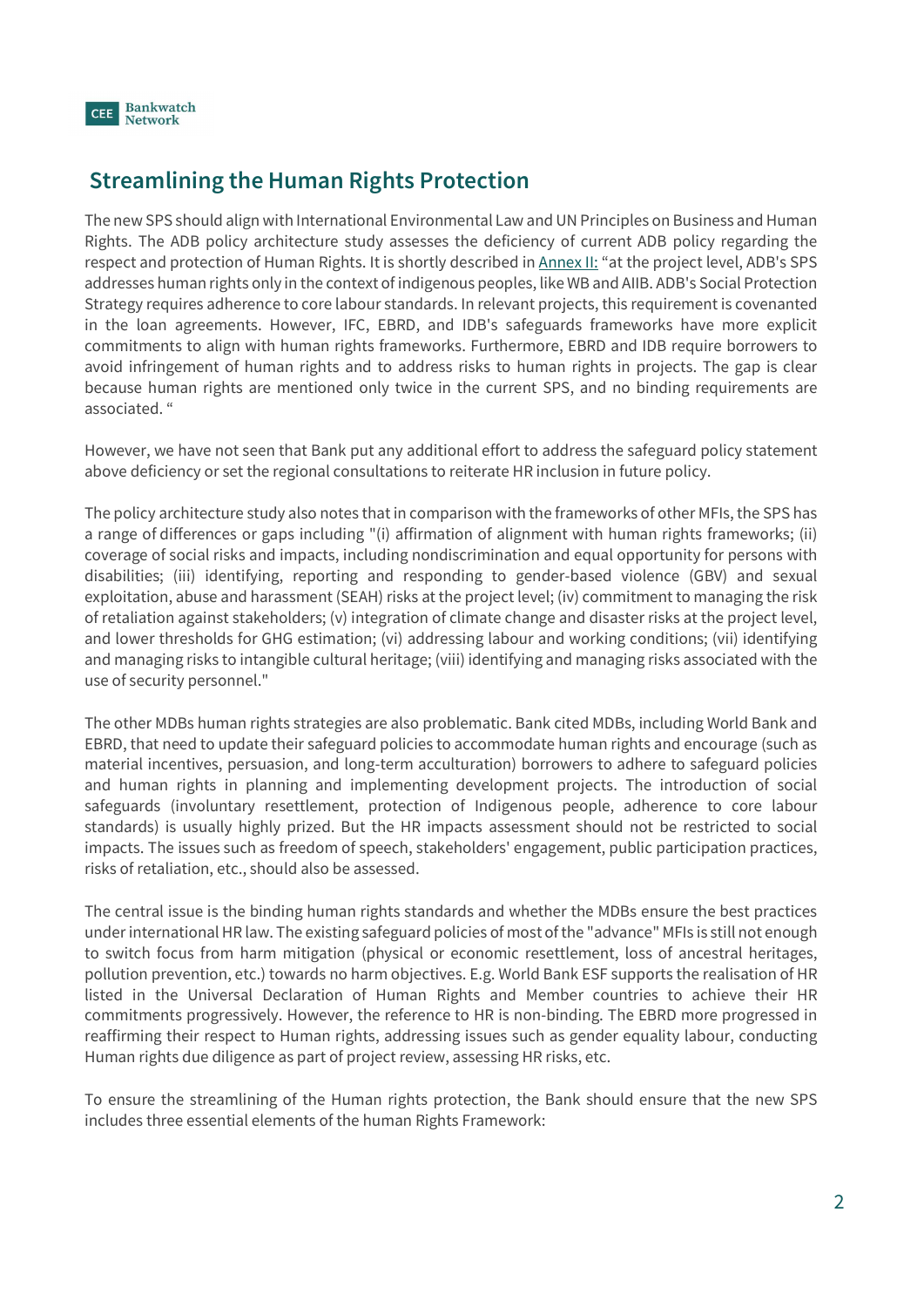## Streamlining the Human Rights Protection

The new SPS should align with International Environmental Law and UN Principles on Business and Human Rights. The ADB policy architecture study assesses the deficiency of current ADB policy regarding the respect and protection of Human Rights. It is shortly described in Annex II: "at the project level, ADB's SPS addresses human rights only in the context of indigenous peoples, like WB and AIIB. ADB's Social Protection Strategy requires adherence to core labour standards. In relevant projects, this requirement is covenanted in the loan agreements. However, IFC, EBRD, and IDB's safeguards frameworks have more explicit commitments to align with human rights frameworks. Furthermore, EBRD and IDB require borrowers to avoid infringement of human rights and to address risks to human rights in projects. The gap is clear because human rights are mentioned only twice in the current SPS, and no binding requirements are associated. "

However, we have not seen that Bank put any additional effort to address the safeguard policy statement above deficiency or set the regional consultations to reiterate HR inclusion in future policy.

The policy architecture study also notes that in comparison with the frameworks of other MFIs, the SPS has a range of differences or gaps including "(i) affirmation of alignment with human rights frameworks; (ii) coverage of social risks and impacts, including nondiscrimination and equal opportunity for persons with disabilities; (iii) identifying, reporting and responding to gender-based violence (GBV) and sexual exploitation, abuse and harassment (SEAH) risks at the project level; (iv) commitment to managing the risk of retaliation against stakeholders; (v) integration of climate change and disaster risks at the project level, and lower thresholds for GHG estimation; (vi) addressing labour and working conditions; (vii) identifying and managing risks to intangible cultural heritage; (viii) identifying and managing risks associated with the use of security personnel."

The other MDBs human rights strategies are also problematic. Bank cited MDBs, including World Bank and EBRD, that need to update their safeguard policies to accommodate human rights and encourage (such as material incentives, persuasion, and long-term acculturation) borrowers to adhere to safeguard policies and human rights in planning and implementing development projects. The introduction of social safeguards (involuntary resettlement, protection of Indigenous people, adherence to core labour standards) is usually highly prized. But the HR impacts assessment should not be restricted to social impacts. The issues such as freedom of speech, stakeholders' engagement, public participation practices, risks of retaliation, etc., should also be assessed.

The central issue is the binding human rights standards and whether the MDBs ensure the best practices under international HR law. The existing safeguard policies of most of the "advance" MFIs is still not enough to switch focus from harm mitigation (physical or economic resettlement, loss of ancestral heritages, pollution prevention, etc.) towards no harm objectives. E.g. World Bank ESF supports the realisation of HR listed in the Universal Declaration of Human Rights and Member countries to achieve their HR commitments progressively. However, the reference to HR is non-binding. The EBRD more progressed in reaffirming their respect to Human rights, addressing issues such as gender equality labour, conducting Human rights due diligence as part of project review, assessing HR risks, etc.

To ensure the streamlining of the Human rights protection, the Bank should ensure that the new SPS includes three essential elements of the human Rights Framework: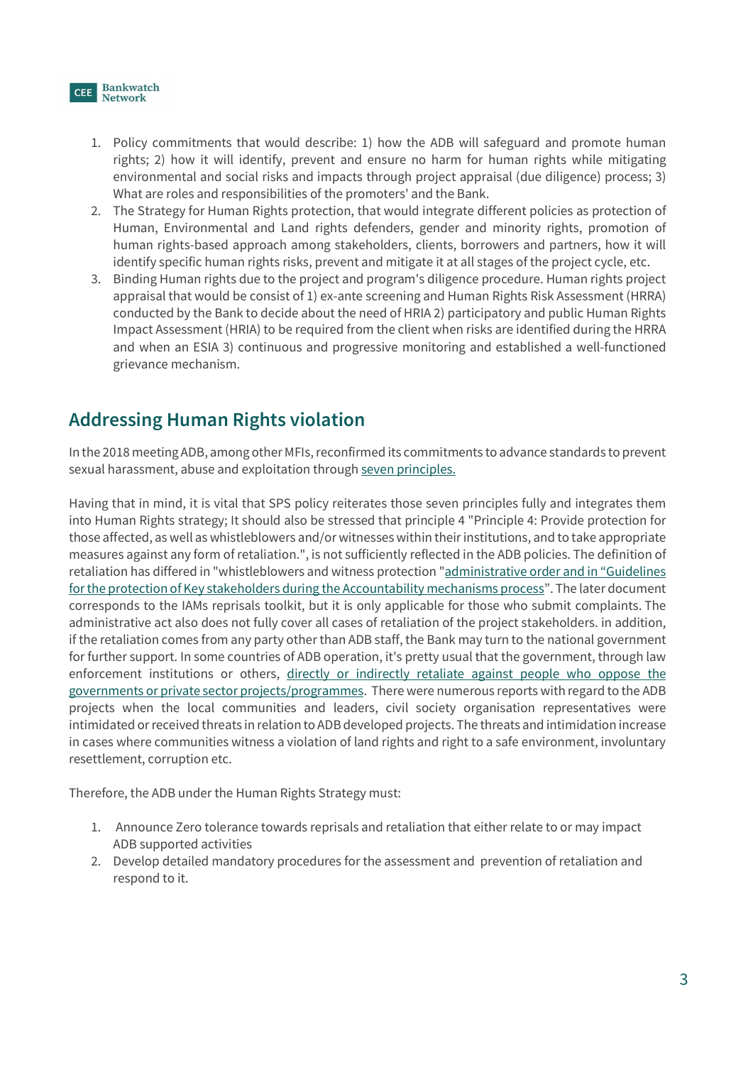1. Policy commitments that would describe: 1) how the ADB will safeguard and promote human rights; 2) how it will identify, prevent and ensure no harm for human rights while mitigating environmental and social risks and impacts through project appraisal (due diligence) process; 3) What are roles and responsibilities of the promoters' and the Bank.
2. The Strategy for Human Rights protection, that would integrate different policies as protection of Human, Environmental and Land rights defenders, gender and minority rights, promotion of human rights-based approach among stakeholders, clients, borrowers and partners, how it will identify specific human rights risks, prevent and mitigate it at all stages of the project cycle, etc.
3. Binding Human rights due to the project and program's diligence procedure. Human rights project appraisal that would be consist of 1) ex-ante screening and Human Rights Risk Assessment (HRRA) conducted by the Bank to decide about the need of HRIA 2) participatory and public Human Rights Impact Assessment (HRIA) to be required from the client when risks are identified during the HRRA and when an ESIA 3) continuous and progressive monitoring and established a well-functioned grievance mechanism.

## Addressing Human Rights violation

In the 2018 meeting ADB, among other MFIs, reconfirmed its commitments to advance standards to prevent sexual harassment, abuse and exploitation through seven principles.

Having that in mind, it is vital that SPS policy reiterates those seven principles fully and integrates them into Human Rights strategy; It should also be stressed that principle 4 "Principle 4: Provide protection for those affected, as well as whistleblowers and/or witnesses within their institutions, and to take appropriate measures against any form of retaliation.", is not sufficiently reflected in the ADB policies. The definition of retaliation has differed in "whistleblowers and witness protection "administrative order and in "Guidelines for the protection of Key stakeholders during the Accountability mechanisms process". The later document corresponds to the IAMs reprisals toolkit, but it is only applicable for those who submit complaints. The administrative act also does not fully cover all cases of retaliation of the project stakeholders. in addition, if the retaliation comes from any party other than ADB staff, the Bank may turn to the national government for further support. In some countries of ADB operation, it's pretty usual that the government, through law enforcement institutions or others, directly or indirectly retaliate against people who oppose the governments or private sector projects/programmes. There were numerous reports with regard to the ADB projects when the local communities and leaders, civil society organisation representatives were intimidated or received threats in relation to ADB developed projects. The threats and intimidation increase in cases where communities witness a violation of land rights and right to a safe environment, involuntary resettlement, corruption etc.

Therefore, the ADB under the Human Rights Strategy must:

1. Announce Zero tolerance towards reprisals and retaliation that either relate to or may impact ADB supported activities
2. Develop detailed mandatory procedures for the assessment and prevention of retaliation and respond to it.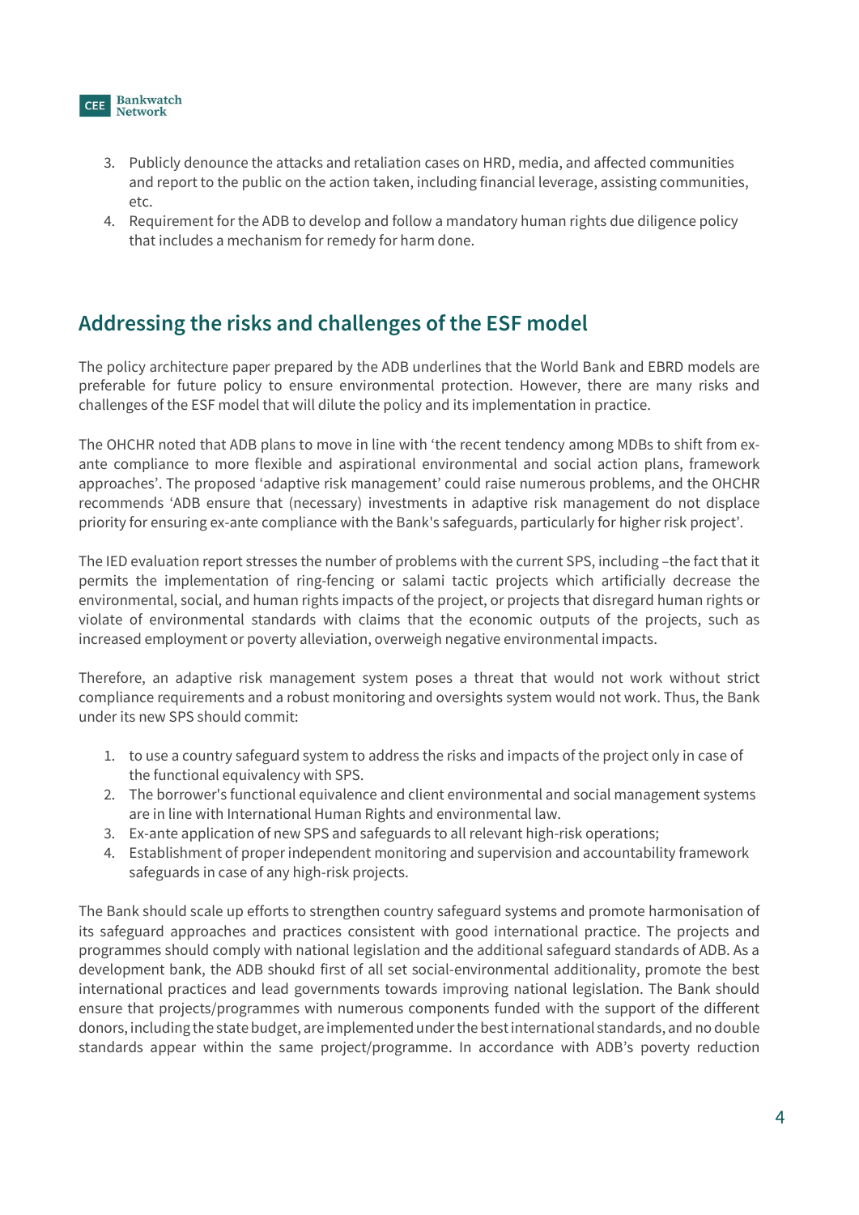3. Publicly denounce the attacks and retaliation cases on HRD, media, and affected communities and report to the public on the action taken, including financial leverage, assisting communities, etc.
4. Requirement for the ADB to develop and follow a mandatory human rights due diligence policy that includes a mechanism for remedy for harm done.

## Addressing the risks and challenges of the ESF model

The policy architecture paper prepared by the ADB underlines that the World Bank and EBRD models are preferable for future policy to ensure environmental protection. However, there are many risks and challenges of the ESF model that will dilute the policy and its implementation in practice.

The OHCHR noted that ADB plans to move in line with 'the recent tendency among MDBs to shift from ex-ante compliance to more flexible and aspirational environmental and social action plans, framework approaches'. The proposed 'adaptive risk management' could raise numerous problems, and the OHCHR recommends 'ADB ensure that (necessary) investments in adaptive risk management do not displace priority for ensuring ex-ante compliance with the Bank's safeguards, particularly for higher risk project'.

The IED evaluation report stresses the number of problems with the current SPS, including –the fact that it permits the implementation of ring-fencing or salami tactic projects which artificially decrease the environmental, social, and human rights impacts of the project, or projects that disregard human rights or violate of environmental standards with claims that the economic outputs of the projects, such as increased employment or poverty alleviation, overweigh negative environmental impacts.

Therefore, an adaptive risk management system poses a threat that would not work without strict compliance requirements and a robust monitoring and oversights system would not work. Thus, the Bank under its new SPS should commit:

1. to use a country safeguard system to address the risks and impacts of the project only in case of the functional equivalency with SPS.
2. The borrower's functional equivalence and client environmental and social management systems are in line with International Human Rights and environmental law.
3. Ex-ante application of new SPS and safeguards to all relevant high-risk operations;
4. Establishment of proper independent monitoring and supervision and accountability framework safeguards in case of any high-risk projects.

The Bank should scale up efforts to strengthen country safeguard systems and promote harmonisation of its safeguard approaches and practices consistent with good international practice. The projects and programmes should comply with national legislation and the additional safeguard standards of ADB. As a development bank, the ADB shoukd first of all set social-environmental additionality, promote the best international practices and lead governments towards improving national legislation. The Bank should ensure that projects/programmes with numerous components funded with the support of the different donors, including the state budget, are implemented under the best international standards, and no double standards appear within the same project/programme. In accordance with ADB's poverty reduction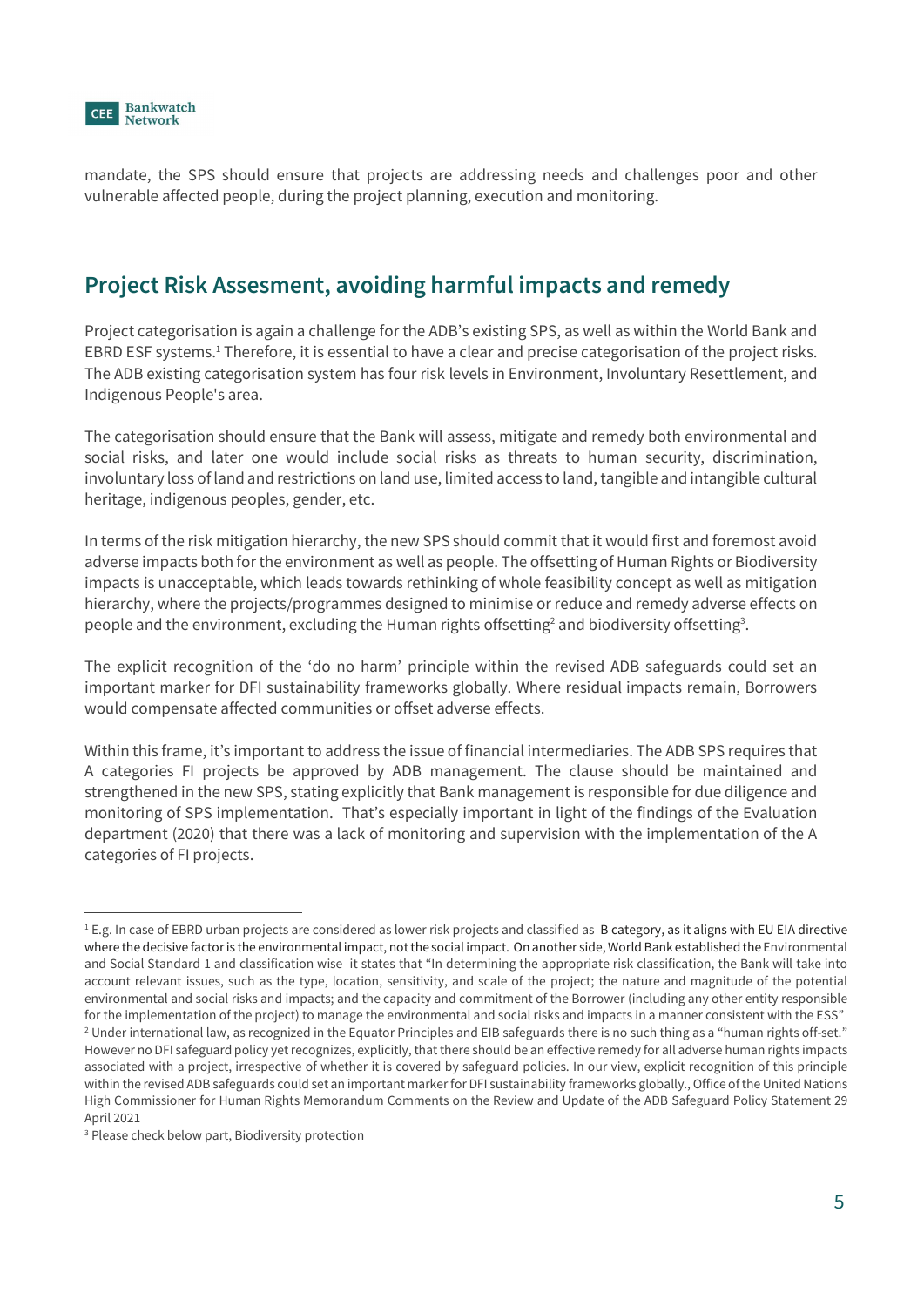mandate, the SPS should ensure that projects are addressing needs and challenges poor and other vulnerable affected people, during the project planning, execution and monitoring.

## Project Risk Assesment, avoiding harmful impacts and remedy

Project categorisation is again a challenge for the ADB's existing SPS, as well as within the World Bank and EBRD ESF systems.[1] Therefore, it is essential to have a clear and precise categorisation of the project risks. The ADB existing categorisation system has four risk levels in Environment, Involuntary Resettlement, and Indigenous People's area.

The categorisation should ensure that the Bank will assess, mitigate and remedy both environmental and social risks, and later one would include social risks as threats to human security, discrimination, involuntary loss of land and restrictions on land use, limited access to land, tangible and intangible cultural heritage, indigenous peoples, gender, etc.

In terms of the risk mitigation hierarchy, the new SPS should commit that it would first and foremost avoid adverse impacts both for the environment as well as people. The offsetting of Human Rights or Biodiversity impacts is unacceptable, which leads towards rethinking of whole feasibility concept as well as mitigation hierarchy, where the projects/programmes designed to minimise or reduce and remedy adverse effects on people and the environment, excluding the Human rights offsetting[2] and biodiversity offsetting[3].

The explicit recognition of the 'do no harm' principle within the revised ADB safeguards could set an important marker for DFI sustainability frameworks globally. Where residual impacts remain, Borrowers would compensate affected communities or offset adverse effects.

Within this frame, it's important to address the issue of financial intermediaries. The ADB SPS requires that A categories FI projects be approved by ADB management. The clause should be maintained and strengthened in the new SPS, stating explicitly that Bank management is responsible for due diligence and monitoring of SPS implementation. That's especially important in light of the findings of the Evaluation department (2020) that there was a lack of monitoring and supervision with the implementation of the A categories of FI projects.

---

[1] E.g. In case of EBRD urban projects are considered as lower risk projects and classified as B category, as it aligns with EU EIA directive where the decisive factor is the environmental impact, not the social impact. On another side, World Bank established the Environmental and Social Standard 1 and classification wise it states that "In determining the appropriate risk classification, the Bank will take into account relevant issues, such as the type, location, sensitivity, and scale of the project; the nature and magnitude of the potential environmental and social risks and impacts; and the capacity and commitment of the Borrower (including any other entity responsible for the implementation of the project) to manage the environmental and social risks and impacts in a manner consistent with the ESS"

[2] Under international law, as recognized in the Equator Principles and EIB safeguards there is no such thing as a "human rights off-set." However no DFI safeguard policy yet recognizes, explicitly, that there should be an effective remedy for all adverse human rights impacts associated with a project, irrespective of whether it is covered by safeguard policies. In our view, explicit recognition of this principle within the revised ADB safeguards could set an important marker for DFI sustainability frameworks globally., Office of the United Nations High Commissioner for Human Rights Memorandum Comments on the Review and Update of the ADB Safeguard Policy Statement 29 April 2021

[3] Please check below part, Biodiversity protection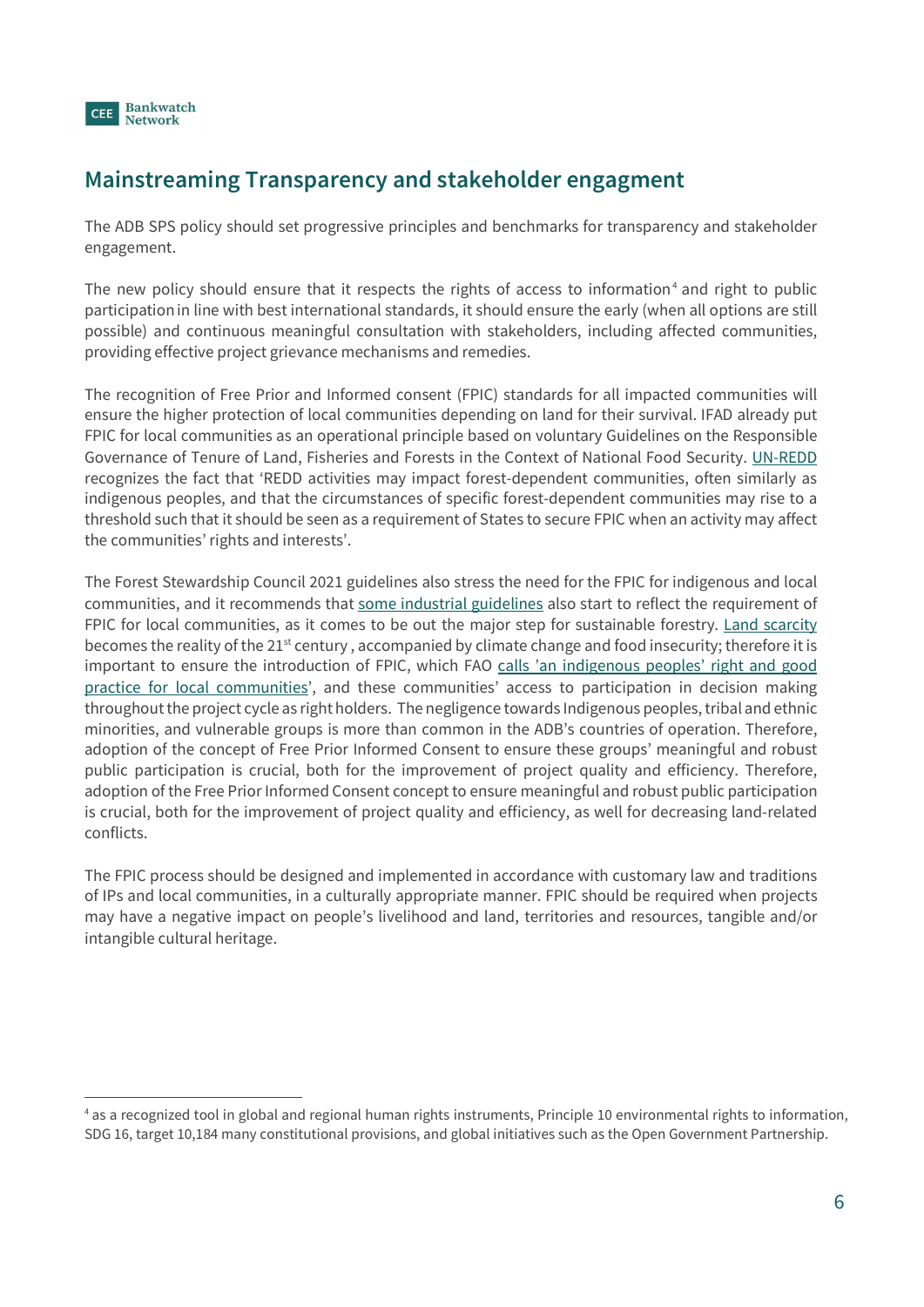## Mainstreaming Transparency and stakeholder engagment

The ADB SPS policy should set progressive principles and benchmarks for transparency and stakeholder engagement.

The new policy should ensure that it respects the rights of access to information[4] and right to public participation in line with best international standards, it should ensure the early (when all options are still possible) and continuous meaningful consultation with stakeholders, including affected communities, providing effective project grievance mechanisms and remedies.

The recognition of Free Prior and Informed consent (FPIC) standards for all impacted communities will ensure the higher protection of local communities depending on land for their survival. IFAD already put FPIC for local communities as an operational principle based on voluntary Guidelines on the Responsible Governance of Tenure of Land, Fisheries and Forests in the Context of National Food Security. UN-REDD recognizes the fact that 'REDD activities may impact forest-dependent communities, often similarly as indigenous peoples, and that the circumstances of specific forest-dependent communities may rise to a threshold such that it should be seen as a requirement of States to secure FPIC when an activity may affect the communities' rights and interests'.

The Forest Stewardship Council 2021 guidelines also stress the need for the FPIC for indigenous and local communities, and it recommends that some industrial guidelines also start to reflect the requirement of FPIC for local communities, as it comes to be out the major step for sustainable forestry. Land scarcity becomes the reality of the 21st century , accompanied by climate change and food insecurity; therefore it is important to ensure the introduction of FPIC, which FAO calls 'an indigenous peoples' right and good practice for local communities', and these communities' access to participation in decision making throughout the project cycle as right holders. The negligence towards Indigenous peoples, tribal and ethnic minorities, and vulnerable groups is more than common in the ADB's countries of operation. Therefore, adoption of the concept of Free Prior Informed Consent to ensure these groups' meaningful and robust public participation is crucial, both for the improvement of project quality and efficiency. Therefore, adoption of the Free Prior Informed Consent concept to ensure meaningful and robust public participation is crucial, both for the improvement of project quality and efficiency, as well for decreasing land-related conflicts.

The FPIC process should be designed and implemented in accordance with customary law and traditions of IPs and local communities, in a culturally appropriate manner. FPIC should be required when projects may have a negative impact on people's livelihood and land, territories and resources, tangible and/or intangible cultural heritage.

---

[4] as a recognized tool in global and regional human rights instruments, Principle 10 environmental rights to information, SDG 16, target 10,184 many constitutional provisions, and global initiatives such as the Open Government Partnership.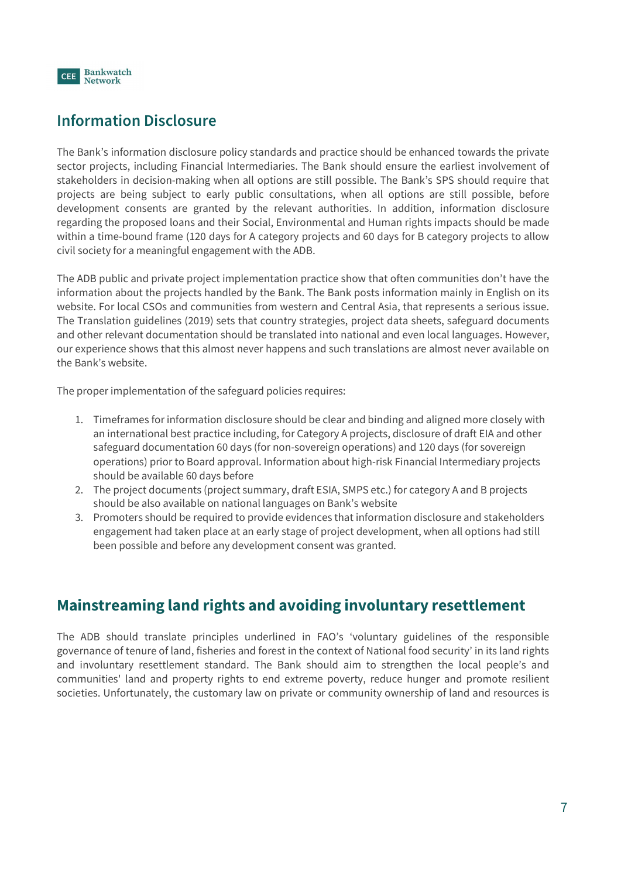## Information Disclosure

The Bank's information disclosure policy standards and practice should be enhanced towards the private sector projects, including Financial Intermediaries. The Bank should ensure the earliest involvement of stakeholders in decision-making when all options are still possible. The Bank's SPS should require that projects are being subject to early public consultations, when all options are still possible, before development consents are granted by the relevant authorities. In addition, information disclosure regarding the proposed loans and their Social, Environmental and Human rights impacts should be made within a time-bound frame (120 days for A category projects and 60 days for B category projects to allow civil society for a meaningful engagement with the ADB.

The ADB public and private project implementation practice show that often communities don't have the information about the projects handled by the Bank. The Bank posts information mainly in English on its website. For local CSOs and communities from western and Central Asia, that represents a serious issue. The Translation guidelines (2019) sets that country strategies, project data sheets, safeguard documents and other relevant documentation should be translated into national and even local languages. However, our experience shows that this almost never happens and such translations are almost never available on the Bank's website.

The proper implementation of the safeguard policies requires:

1. Timeframes for information disclosure should be clear and binding and aligned more closely with an international best practice including, for Category A projects, disclosure of draft EIA and other safeguard documentation 60 days (for non-sovereign operations) and 120 days (for sovereign operations) prior to Board approval. Information about high-risk Financial Intermediary projects should be available 60 days before
2. The project documents (project summary, draft ESIA, SMPS etc.) for category A and B projects should be also available on national languages on Bank's website
3. Promoters should be required to provide evidences that information disclosure and stakeholders engagement had taken place at an early stage of project development, when all options had still been possible and before any development consent was granted.

## Mainstreaming land rights and avoiding involuntary resettlement

The ADB should translate principles underlined in FAO's 'voluntary guidelines of the responsible governance of tenure of land, fisheries and forest in the context of National food security' in its land rights and involuntary resettlement standard. The Bank should aim to strengthen the local people's and communities' land and property rights to end extreme poverty, reduce hunger and promote resilient societies. Unfortunately, the customary law on private or community ownership of land and resources is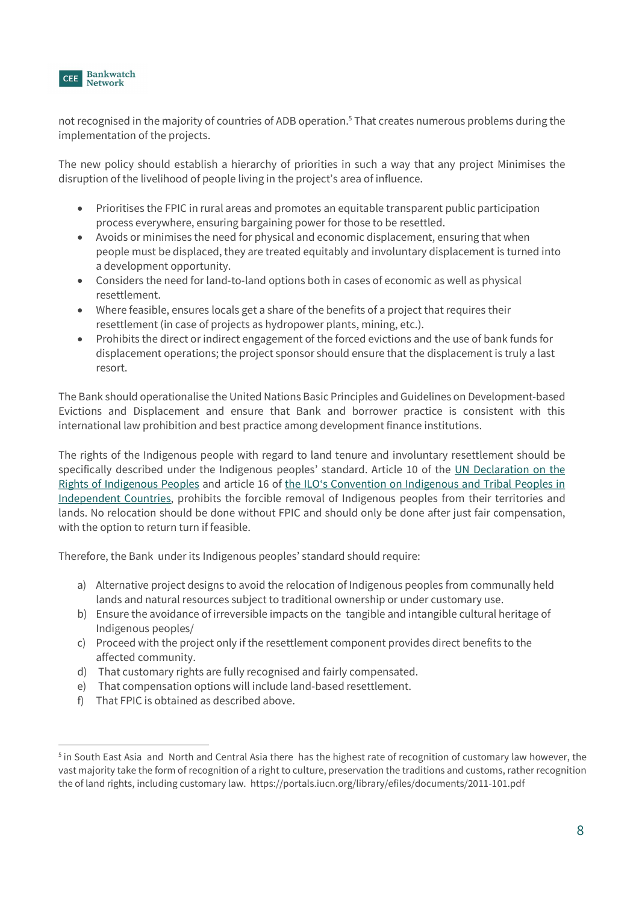not recognised in the majority of countries of ADB operation.[5] That creates numerous problems during the implementation of the projects.

The new policy should establish a hierarchy of priorities in such a way that any project Minimises the disruption of the livelihood of people living in the project's area of influence.

- Prioritises the FPIC in rural areas and promotes an equitable transparent public participation process everywhere, ensuring bargaining power for those to be resettled.
- Avoids or minimises the need for physical and economic displacement, ensuring that when people must be displaced, they are treated equitably and involuntary displacement is turned into a development opportunity.
- Considers the need for land-to-land options both in cases of economic as well as physical resettlement.
- Where feasible, ensures locals get a share of the benefits of a project that requires their resettlement (in case of projects as hydropower plants, mining, etc.).
- Prohibits the direct or indirect engagement of the forced evictions and the use of bank funds for displacement operations; the project sponsor should ensure that the displacement is truly a last resort.

The Bank should operationalise the United Nations Basic Principles and Guidelines on Development-based Evictions and Displacement and ensure that Bank and borrower practice is consistent with this international law prohibition and best practice among development finance institutions.

The rights of the Indigenous people with regard to land tenure and involuntary resettlement should be specifically described under the Indigenous peoples' standard. Article 10 of the UN Declaration on the Rights of Indigenous Peoples and article 16 of the ILO's Convention on Indigenous and Tribal Peoples in Independent Countries, prohibits the forcible removal of Indigenous peoples from their territories and lands. No relocation should be done without FPIC and should only be done after just fair compensation, with the option to return turn if feasible.

Therefore, the Bank under its Indigenous peoples' standard should require:

a) Alternative project designs to avoid the relocation of Indigenous peoples from communally held lands and natural resources subject to traditional ownership or under customary use.
b) Ensure the avoidance of irreversible impacts on the tangible and intangible cultural heritage of Indigenous peoples/
c) Proceed with the project only if the resettlement component provides direct benefits to the affected community.
d) That customary rights are fully recognised and fairly compensated.
e) That compensation options will include land-based resettlement.
f) That FPIC is obtained as described above.

[5] in South East Asia and North and Central Asia there has the highest rate of recognition of customary law however, the vast majority take the form of recognition of a right to culture, preservation the traditions and customs, rather recognition the of land rights, including customary law. https://portals.iucn.org/library/efiles/documents/2011-101.pdf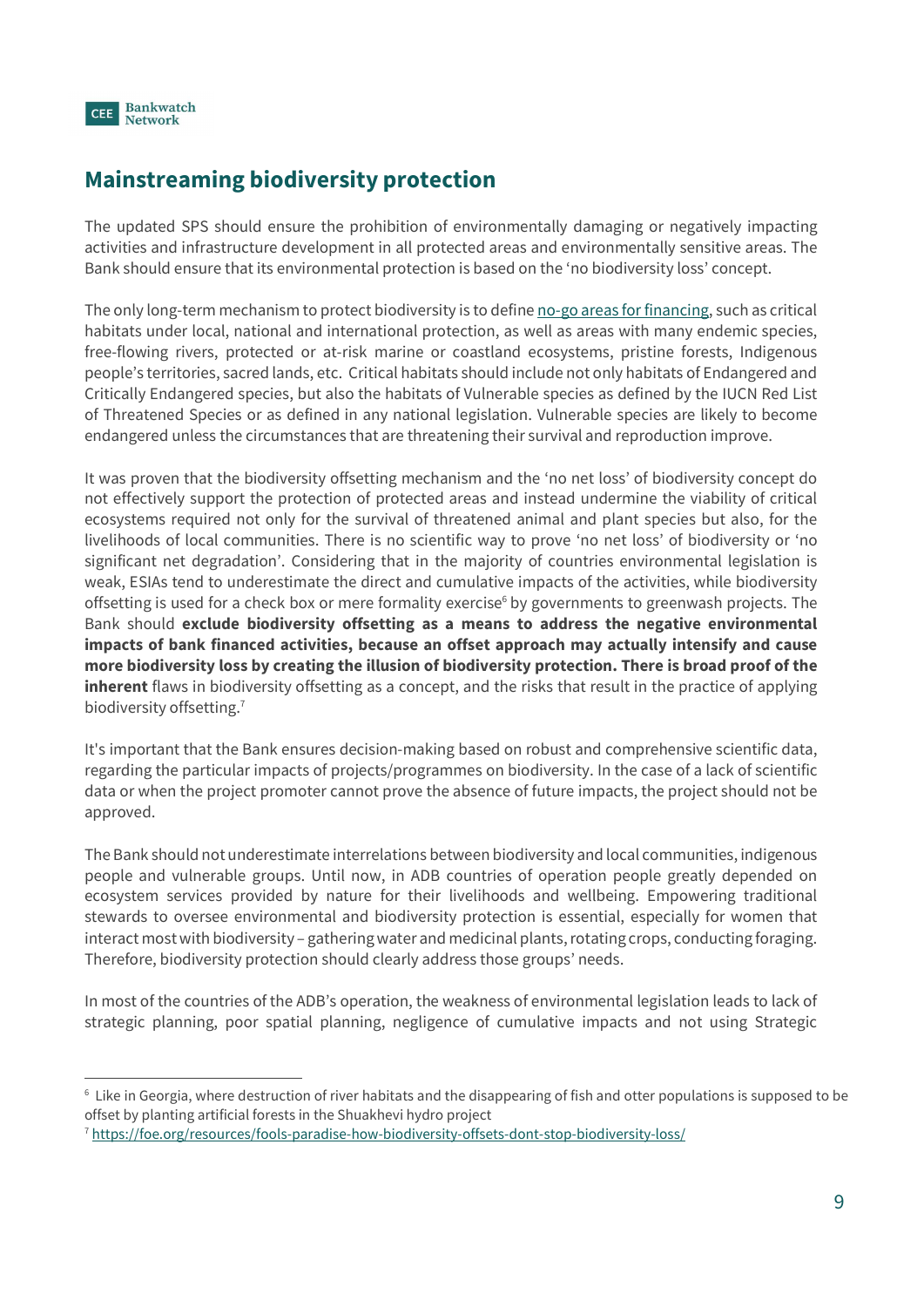## Mainstreaming biodiversity protection

The updated SPS should ensure the prohibition of environmentally damaging or negatively impacting activities and infrastructure development in all protected areas and environmentally sensitive areas. The Bank should ensure that its environmental protection is based on the 'no biodiversity loss' concept.

The only long-term mechanism to protect biodiversity is to define no-go areas for financing, such as critical habitats under local, national and international protection, as well as areas with many endemic species, free-flowing rivers, protected or at-risk marine or coastland ecosystems, pristine forests, Indigenous people's territories, sacred lands, etc. Critical habitats should include not only habitats of Endangered and Critically Endangered species, but also the habitats of Vulnerable species as defined by the IUCN Red List of Threatened Species or as defined in any national legislation. Vulnerable species are likely to become endangered unless the circumstances that are threatening their survival and reproduction improve.

It was proven that the biodiversity offsetting mechanism and the 'no net loss' of biodiversity concept do not effectively support the protection of protected areas and instead undermine the viability of critical ecosystems required not only for the survival of threatened animal and plant species but also, for the livelihoods of local communities. There is no scientific way to prove 'no net loss' of biodiversity or 'no significant net degradation'. Considering that in the majority of countries environmental legislation is weak, ESIAs tend to underestimate the direct and cumulative impacts of the activities, while biodiversity offsetting is used for a check box or mere formality exercise[6] by governments to greenwash projects. The Bank should **exclude biodiversity offsetting as a means to address the negative environmental impacts of bank financed activities, because an offset approach may actually intensify and cause more biodiversity loss by creating the illusion of biodiversity protection. There is broad proof of the inherent** flaws in biodiversity offsetting as a concept, and the risks that result in the practice of applying biodiversity offsetting.[7]

It's important that the Bank ensures decision-making based on robust and comprehensive scientific data, regarding the particular impacts of projects/programmes on biodiversity. In the case of a lack of scientific data or when the project promoter cannot prove the absence of future impacts, the project should not be approved.

The Bank should not underestimate interrelations between biodiversity and local communities, indigenous people and vulnerable groups. Until now, in ADB countries of operation people greatly depended on ecosystem services provided by nature for their livelihoods and wellbeing. Empowering traditional stewards to oversee environmental and biodiversity protection is essential, especially for women that interact most with biodiversity – gathering water and medicinal plants, rotating crops, conducting foraging. Therefore, biodiversity protection should clearly address those groups' needs.

In most of the countries of the ADB's operation, the weakness of environmental legislation leads to lack of strategic planning, poor spatial planning, negligence of cumulative impacts and not using Strategic

---

[6] Like in Georgia, where destruction of river habitats and the disappearing of fish and otter populations is supposed to be offset by planting artificial forests in the Shuakhevi hydro project

[7] https://foe.org/resources/fools-paradise-how-biodiversity-offsets-dont-stop-biodiversity-loss/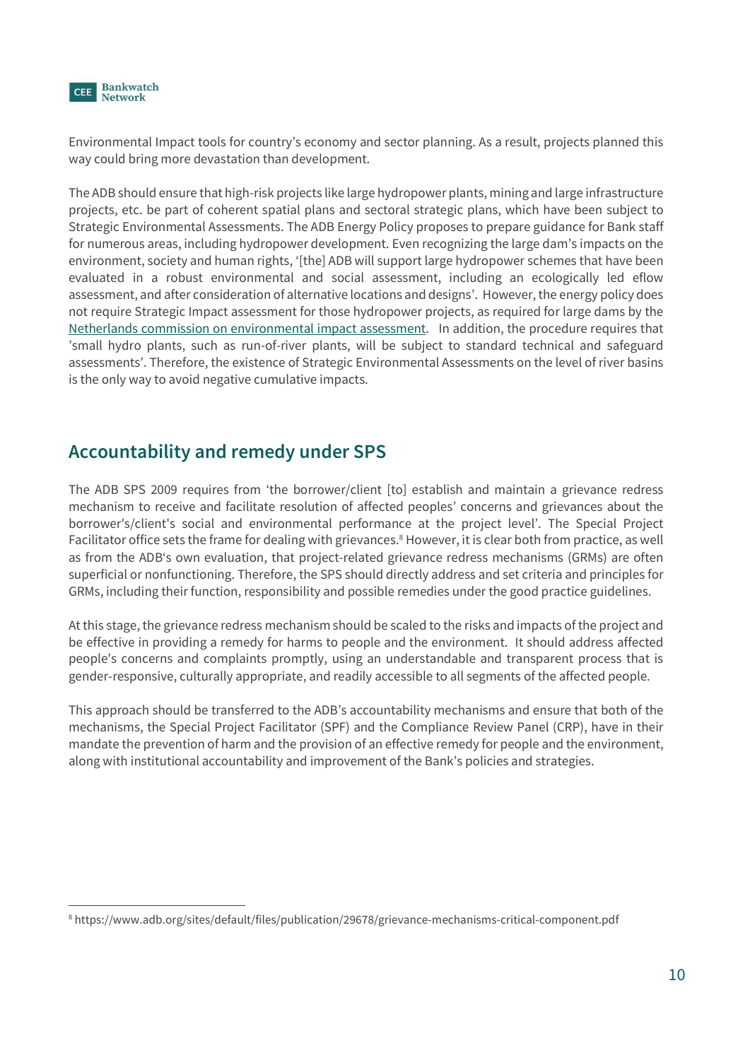Environmental Impact tools for country's economy and sector planning. As a result, projects planned this way could bring more devastation than development.

The ADB should ensure that high-risk projects like large hydropower plants, mining and large infrastructure projects, etc. be part of coherent spatial plans and sectoral strategic plans, which have been subject to Strategic Environmental Assessments. The ADB Energy Policy proposes to prepare guidance for Bank staff for numerous areas, including hydropower development. Even recognizing the large dam's impacts on the environment, society and human rights, '[the] ADB will support large hydropower schemes that have been evaluated in a robust environmental and social assessment, including an ecologically led eflow assessment, and after consideration of alternative locations and designs'. However, the energy policy does not require Strategic Impact assessment for those hydropower projects, as required for large dams by the Netherlands commission on environmental impact assessment. In addition, the procedure requires that 'small hydro plants, such as run-of-river plants, will be subject to standard technical and safeguard assessments'. Therefore, the existence of Strategic Environmental Assessments on the level of river basins is the only way to avoid negative cumulative impacts.

## Accountability and remedy under SPS

The ADB SPS 2009 requires from 'the borrower/client [to] establish and maintain a grievance redress mechanism to receive and facilitate resolution of affected peoples' concerns and grievances about the borrower's/client's social and environmental performance at the project level'. The Special Project Facilitator office sets the frame for dealing with grievances.[8] However, it is clear both from practice, as well as from the ADB's own evaluation, that project-related grievance redress mechanisms (GRMs) are often superficial or nonfunctioning. Therefore, the SPS should directly address and set criteria and principles for GRMs, including their function, responsibility and possible remedies under the good practice guidelines.

At this stage, the grievance redress mechanism should be scaled to the risks and impacts of the project and be effective in providing a remedy for harms to people and the environment. It should address affected people's concerns and complaints promptly, using an understandable and transparent process that is gender-responsive, culturally appropriate, and readily accessible to all segments of the affected people.

This approach should be transferred to the ADB's accountability mechanisms and ensure that both of the mechanisms, the Special Project Facilitator (SPF) and the Compliance Review Panel (CRP), have in their mandate the prevention of harm and the provision of an effective remedy for people and the environment, along with institutional accountability and improvement of the Bank's policies and strategies.

[8] https://www.adb.org/sites/default/files/publication/29678/grievance-mechanisms-critical-component.pdf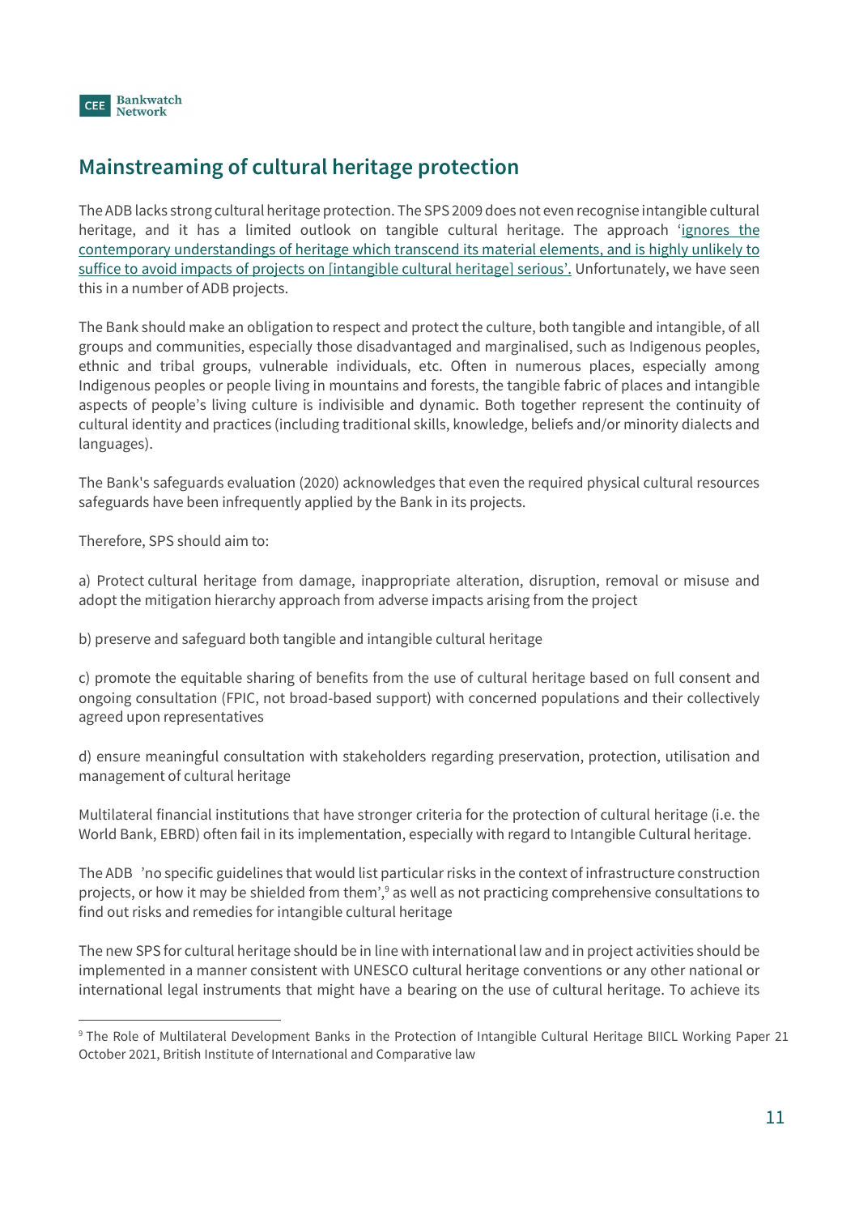## Mainstreaming of cultural heritage protection

The ADB lacks strong cultural heritage protection. The SPS 2009 does not even recognise intangible cultural heritage, and it has a limited outlook on tangible cultural heritage. The approach '[ignores the contemporary understandings of heritage which transcend its material elements, and is highly unlikely to suffice to avoid impacts of projects on [intangible cultural heritage] serious'.] Unfortunately, we have seen this in a number of ADB projects.

The Bank should make an obligation to respect and protect the culture, both tangible and intangible, of all groups and communities, especially those disadvantaged and marginalised, such as Indigenous peoples, ethnic and tribal groups, vulnerable individuals, etc. Often in numerous places, especially among Indigenous peoples or people living in mountains and forests, the tangible fabric of places and intangible aspects of people's living culture is indivisible and dynamic. Both together represent the continuity of cultural identity and practices (including traditional skills, knowledge, beliefs and/or minority dialects and languages).

The Bank's safeguards evaluation (2020) acknowledges that even the required physical cultural resources safeguards have been infrequently applied by the Bank in its projects.

Therefore, SPS should aim to:

a) Protect cultural heritage from damage, inappropriate alteration, disruption, removal or misuse and adopt the mitigation hierarchy approach from adverse impacts arising from the project

b) preserve and safeguard both tangible and intangible cultural heritage

c) promote the equitable sharing of benefits from the use of cultural heritage based on full consent and ongoing consultation (FPIC, not broad-based support) with concerned populations and their collectively agreed upon representatives

d) ensure meaningful consultation with stakeholders regarding preservation, protection, utilisation and management of cultural heritage

Multilateral financial institutions that have stronger criteria for the protection of cultural heritage (i.e. the World Bank, EBRD) often fail in its implementation, especially with regard to Intangible Cultural heritage.

The ADB 'no specific guidelines that would list particular risks in the context of infrastructure construction projects, or how it may be shielded from them',[9] as well as not practicing comprehensive consultations to find out risks and remedies for intangible cultural heritage

The new SPS for cultural heritage should be in line with international law and in project activities should be implemented in a manner consistent with UNESCO cultural heritage conventions or any other national or international legal instruments that might have a bearing on the use of cultural heritage. To achieve its

---

[9] The Role of Multilateral Development Banks in the Protection of Intangible Cultural Heritage BIICL Working Paper 21 October 2021, British Institute of International and Comparative law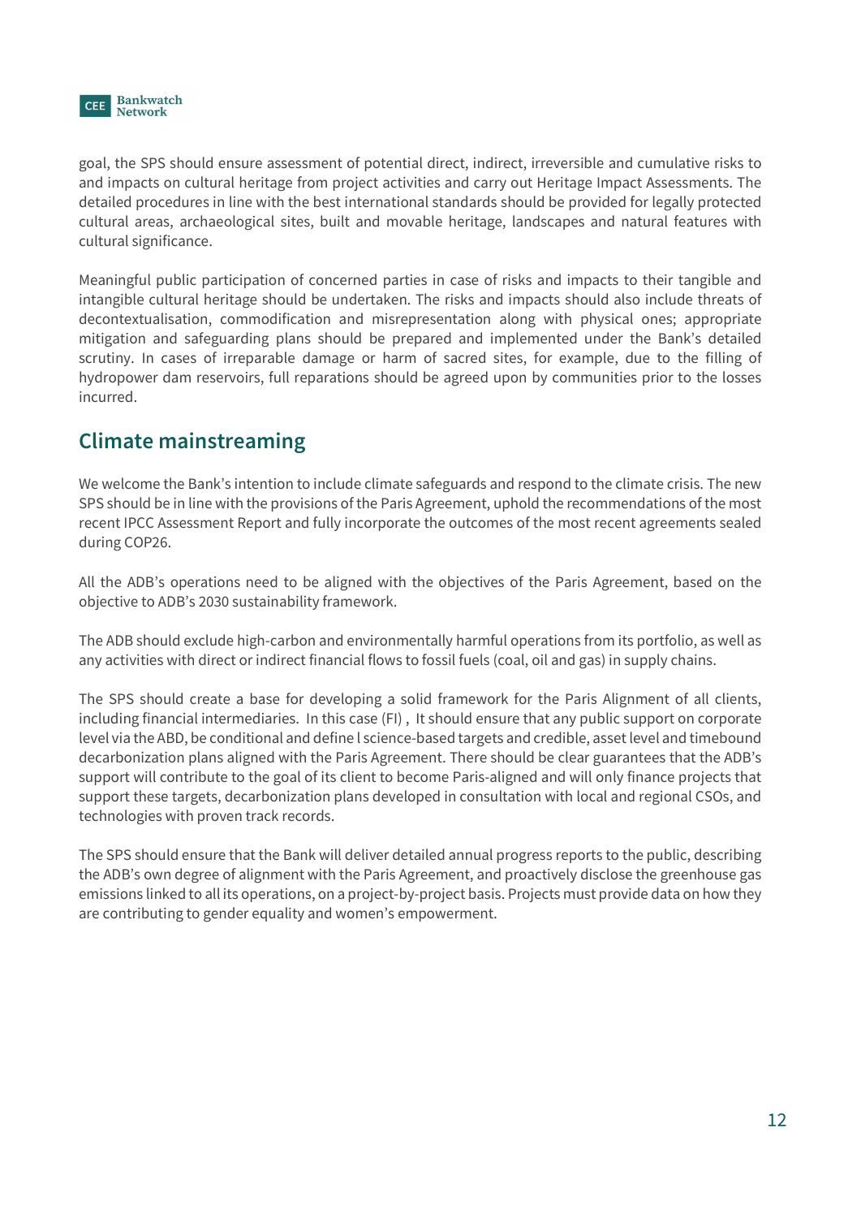goal, the SPS should ensure assessment of potential direct, indirect, irreversible and cumulative risks to and impacts on cultural heritage from project activities and carry out Heritage Impact Assessments. The detailed procedures in line with the best international standards should be provided for legally protected cultural areas, archaeological sites, built and movable heritage, landscapes and natural features with cultural significance.

Meaningful public participation of concerned parties in case of risks and impacts to their tangible and intangible cultural heritage should be undertaken. The risks and impacts should also include threats of decontextualisation, commodification and misrepresentation along with physical ones; appropriate mitigation and safeguarding plans should be prepared and implemented under the Bank's detailed scrutiny. In cases of irreparable damage or harm of sacred sites, for example, due to the filling of hydropower dam reservoirs, full reparations should be agreed upon by communities prior to the losses incurred.

## Climate mainstreaming

We welcome the Bank's intention to include climate safeguards and respond to the climate crisis. The new SPS should be in line with the provisions of the Paris Agreement, uphold the recommendations of the most recent IPCC Assessment Report and fully incorporate the outcomes of the most recent agreements sealed during COP26.

All the ADB's operations need to be aligned with the objectives of the Paris Agreement, based on the objective to ADB's 2030 sustainability framework.

The ADB should exclude high-carbon and environmentally harmful operations from its portfolio, as well as any activities with direct or indirect financial flows to fossil fuels (coal, oil and gas) in supply chains.

The SPS should create a base for developing a solid framework for the Paris Alignment of all clients, including financial intermediaries. In this case (FI) , It should ensure that any public support on corporate level via the ABD, be conditional and define l science-based targets and credible, asset level and timebound decarbonization plans aligned with the Paris Agreement. There should be clear guarantees that the ADB's support will contribute to the goal of its client to become Paris-aligned and will only finance projects that support these targets, decarbonization plans developed in consultation with local and regional CSOs, and technologies with proven track records.

The SPS should ensure that the Bank will deliver detailed annual progress reports to the public, describing the ADB's own degree of alignment with the Paris Agreement, and proactively disclose the greenhouse gas emissions linked to all its operations, on a project-by-project basis. Projects must provide data on how they are contributing to gender equality and women's empowerment.